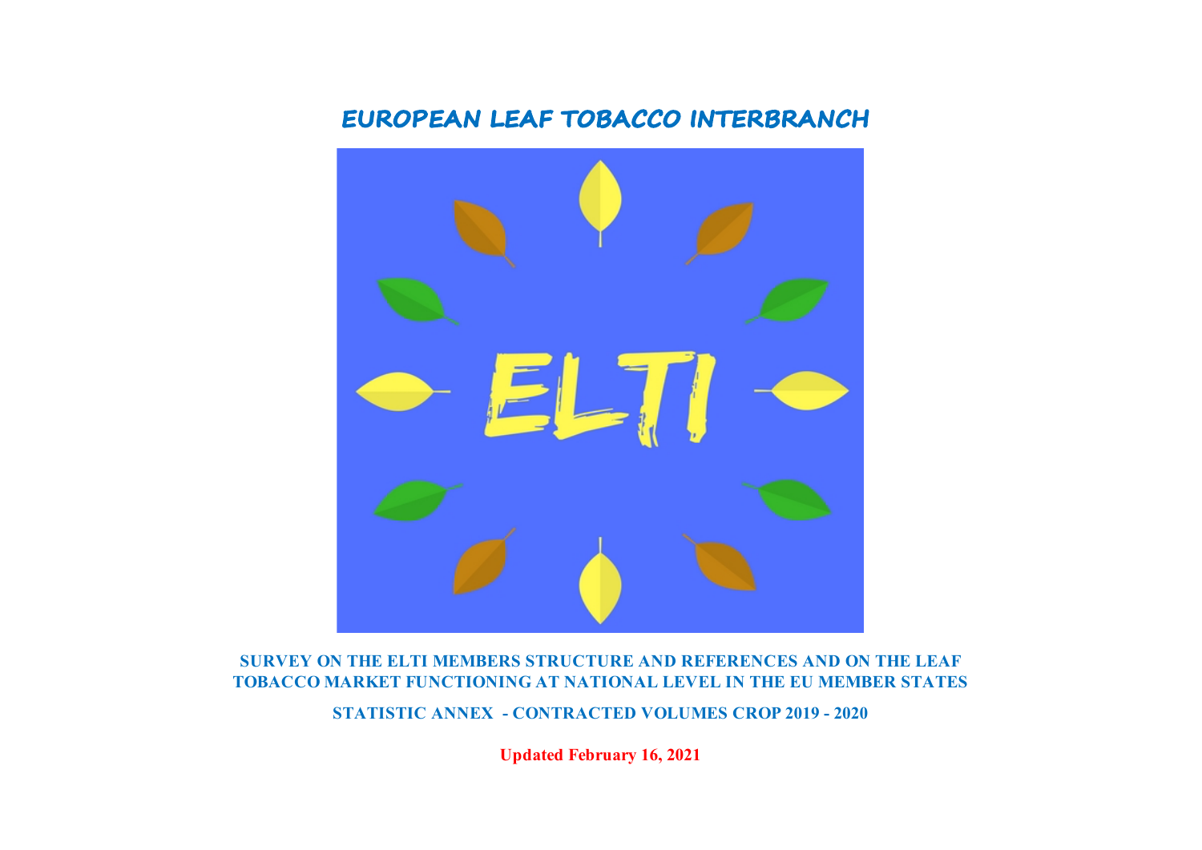# EUROPEAN LEAF TOBACCO INTERBRANCH

ELTI

**SURVEY ON THE ELTI MEMBERS STRUCTURE AND REFERENCES AND ON THE LEAF TOBACCO MARKET FUNCTIONING AT NATIONAL LEVEL IN THE EU MEMBER STATES**

**STATISTIC ANNEX - CONTRACTED VOLUMES CROP 2019 - 2020**

**Updated February 16, 2021**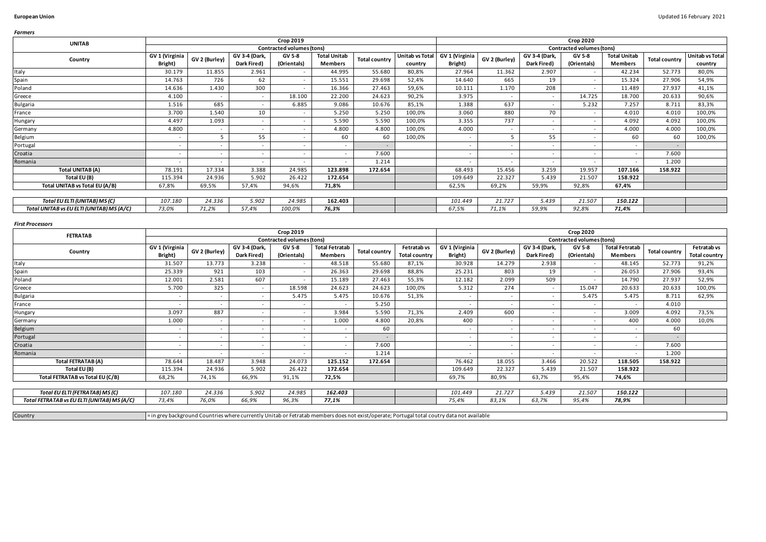**European Union**

Updated 16 February 2021

*Farmers*

| UNITAB | Crop 2019 | | | | | | | Crop 2020 | | | | | | |
|---|---|---|---|---|---|---|---|---|---|---|---|---|---|---|
| | Contracted volumes (tons) | | | | | | | Contracted volumes (tons) | | | | | | |
| Country | GV 1 (Virginia Bright) | GV 2 (Burley) | GV 3-4 (Dark, Dark Fired) | GV 5-8 (Orientals) | Total Unitab Members | Total country | Unitab vs Total country | GV 1 (Virginia Bright) | GV 2 (Burley) | GV 3-4 (Dark, Dark Fired) | GV 5-8 (Orientals) | Total Unitab Members | Total country | Unitab vs Total country |
| Italy | 30.179 | 11.855 | 2.961 | - | 44.995 | 55.680 | 80,8% | 27.964 | 11.362 | 2.907 | - | 42.234 | 52.773 | 80,0% |
| Spain | 14.763 | 726 | 62 | - | 15.551 | 29.698 | 52,4% | 14.640 | 665 | 19 | - | 15.324 | 27.906 | 54,9% |
| Poland | 14.636 | 1.430 | 300 | - | 16.366 | 27.463 | 59,6% | 10.111 | 1.170 | 208 | - | 11.489 | 27.937 | 41,1% |
| Greece | 4.100 | - | - | 18.100 | 22.200 | 24.623 | 90,2% | 3.975 | - | - | 14.725 | 18.700 | 20.633 | 90,6% |
| Bulgaria | 1.516 | 685 | - | 6.885 | 9.086 | 10.676 | 85,1% | 1.388 | 637 | - | 5.232 | 7.257 | 8.711 | 83,3% |
| France | 3.700 | 1.540 | 10 | - | 5.250 | 5.250 | 100,0% | 3.060 | 880 | 70 | - | 4.010 | 4.010 | 100,0% |
| Hungary | 4.497 | 1.093 | - | - | 5.590 | 5.590 | 100,0% | 3.355 | 737 | - | - | 4.092 | 4.092 | 100,0% |
| Germany | 4.800 | - | - | - | 4.800 | 4.800 | 100,0% | 4.000 | - | - | - | 4.000 | 4.000 | 100,0% |
| Belgium | - | 5 | 55 | - | 60 | 60 | 100,0% | - | 5 | 55 | - | 60 | 60 | 100,0% |
| Portugal | - | - | - | - | - | - | | - | - | - | - | - | - | |
| Croatia | - | - | - | - | - | 7.600 | | - | - | - | - | - | 7.600 | |
| Romania | - | - | - | - | - | 1.214 | | - | - | - | - | - | 1.200 | |
| **Total UNITAB (A)** | 78.191 | 17.334 | 3.388 | 24.985 | **123.898** | **172.654** | | 68.493 | 15.456 | 3.259 | 19.957 | **107.166** | **158.922** | |
| **Total EU (B)** | 115.394 | 24.936 | 5.902 | 26.422 | **172.654** | | | 109.649 | 22.327 | 5.439 | 21.507 | **158.922** | | |
| **Total UNITAB vs Total EU (A/B)** | 67,8% | 69,5% | 57,4% | 94,6% | **71,8%** | | | 62,5% | 69,2% | 59,9% | 92,8% | **67,4%** | | |
| *Total EU ELTI (UNITAB) MS (C)* | *107.180* | *24.336* | *5.902* | *24.985* | ***162.403*** | | | *101.449* | *21.727* | *5.439* | *21.507* | ***150.122*** | | |
| *Total UNITAB vs EU ELTI (UNITAB) MS (A/C)* | *73,0%* | *71,2%* | *57,4%* | *100,0%* | ***76,3%*** | | | *67,5%* | *71,1%* | *59,9%* | *92,8%* | ***71,4%*** | | |

*First Processors*

| FETRATAB | Crop 2019 | | | | | | | Crop 2020 | | | | | | |
|---|---|---|---|---|---|---|---|---|---|---|---|---|---|---|
| | Contracted volumes (tons) | | | | | | | Contracted volumes (tons) | | | | | | |
| Country | GV 1 (Virginia Bright) | GV 2 (Burley) | GV 3-4 (Dark, Dark Fired) | GV 5-8 (Orientals) | Total Fetratab Members | Total country | Fetratab vs Total country | GV 1 (Virginia Bright) | GV 2 (Burley) | GV 3-4 (Dark, Dark Fired) | GV 5-8 (Orientals) | Total Fetratab Members | Total country | Fetratab vs Total country |
| Italy | 31.507 | 13.773 | 3.238 | - | 48.518 | 55.680 | 87,1% | 30.928 | 14.279 | 2.938 | - | 48.145 | 52.773 | 91,2% |
| Spain | 25.339 | 921 | 103 | - | 26.363 | 29.698 | 88,8% | 25.231 | 803 | 19 | - | 26.053 | 27.906 | 93,4% |
| Poland | 12.001 | 2.581 | 607 | - | 15.189 | 27.463 | 55,3% | 12.182 | 2.099 | 509 | - | 14.790 | 27.937 | 52,9% |
| Greece | 5.700 | 325 | - | 18.598 | 24.623 | 24.623 | 100,0% | 5.312 | 274 | - | 15.047 | 20.633 | 20.633 | 100,0% |
| Bulgaria | - | - | - | 5.475 | 5.475 | 10.676 | 51,3% | - | - | - | 5.475 | 5.475 | 8.711 | 62,9% |
| France | - | - | - | - | - | 5.250 | | - | - | - | - | - | 4.010 | |
| Hungary | 3.097 | 887 | - | - | 3.984 | 5.590 | 71,3% | 2.409 | 600 | - | - | 3.009 | 4.092 | 73,5% |
| Germany | 1.000 | - | - | - | 1.000 | 4.800 | 20,8% | 400 | - | - | - | 400 | 4.000 | 10,0% |
| Belgium | - | - | - | - | - | 60 | | - | - | - | - | - | 60 | |
| Portugal | - | - | - | - | - | - | | - | - | - | - | - | - | |
| Croatia | - | - | - | - | - | 7.600 | | - | - | - | - | - | 7.600 | |
| Romania | - | - | - | - | - | 1.214 | | - | - | - | - | - | 1.200 | |
| **Total FETRATAB (A)** | 78.644 | 18.487 | 3.948 | 24.073 | **125.152** | **172.654** | | 76.462 | 18.055 | 3.466 | 20.522 | **118.505** | **158.922** | |
| **Total EU (B)** | 115.394 | 24.936 | 5.902 | 26.422 | **172.654** | | | 109.649 | 22.327 | 5.439 | 21.507 | **158.922** | | |
| **Total FETRATAB vs Total EU (C/B)** | 68,2% | 74,1% | 66,9% | 91,1% | **72,5%** | | | 69,7% | 80,9% | 63,7% | 95,4% | **74,6%** | | |
| *Total EU ELTI (FETRATAB) MS (C)* | *107.180* | *24.336* | *5.902* | *24.985* | ***162.403*** | | | *101.449* | *21.727* | *5.439* | *21.507* | ***150.122*** | | |
| *Total FETRATAB vs EU ELTI (UNITAB) MS (A/C)* | *73,4%* | *76,0%* | *66,9%* | *96,3%* | ***77,1%*** | | | *75,4%* | *83,1%* | *63,7%* | *95,4%* | ***78,9%*** | | |

| Country | = in grey background Countries where currently Unitab or Fetratab members does not exist/operate; Portugal total coutry data not available |
|---|---|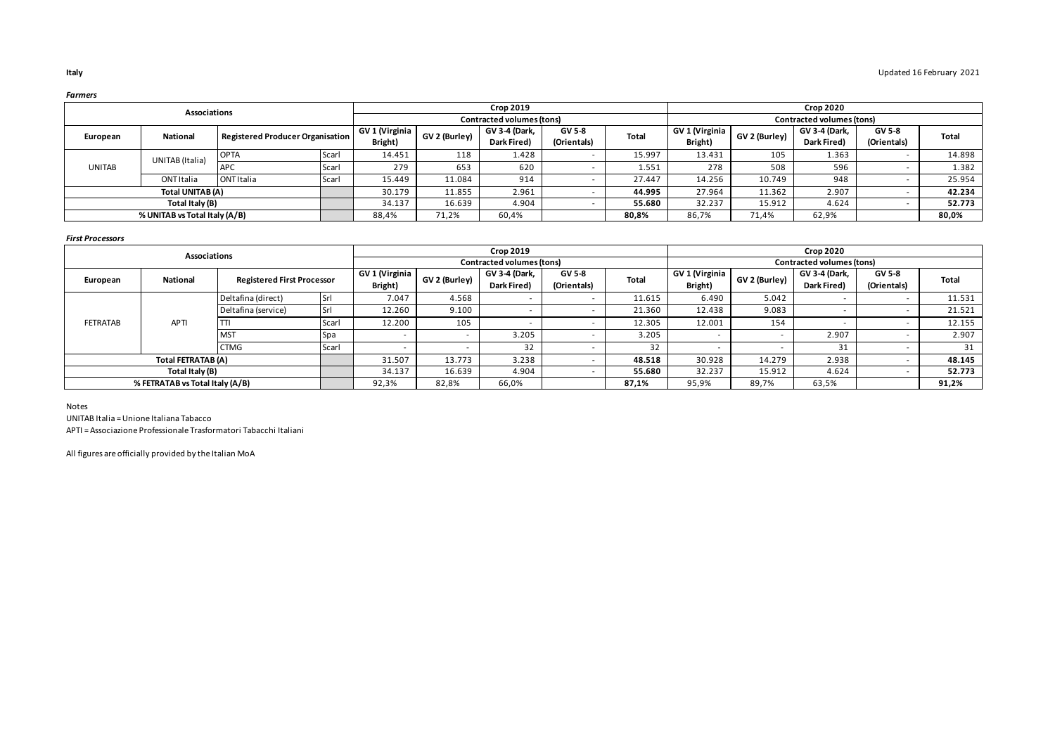**Italy**

Updated 16 February 2021

***Farmers***

| Associations | | | | Crop 2019 | | | | | Crop 2020 | | | | |
|---|---|---|---|---|---|---|---|---|---|---|---|---|---|
| | | | | Contracted volumes (tons) | | | | | Contracted volumes (tons) | | | | |
| European | National | Registered Producer Organisation | | GV 1 (Virginia Bright) | GV 2 (Burley) | GV 3-4 (Dark, Dark Fired) | GV 5-8 (Orientals) | Total | GV 1 (Virginia Bright) | GV 2 (Burley) | GV 3-4 (Dark, Dark Fired) | GV 5-8 (Orientals) | Total |
| UNITAB | UNITAB (Italia) | OPTA | Scarl | 14.451 | 118 | 1.428 | - | 15.997 | 13.431 | 105 | 1.363 | - | 14.898 |
| | | APC | Scarl | 279 | 653 | 620 | - | 1.551 | 278 | 508 | 596 | - | 1.382 |
| | ONT Italia | ONT Italia | Scarl | 15.449 | 11.084 | 914 | - | 27.447 | 14.256 | 10.749 | 948 | - | 25.954 |
| Total UNITAB (A) | | | | 30.179 | 11.855 | 2.961 | - | 44.995 | 27.964 | 11.362 | 2.907 | - | 42.234 |
| Total Italy (B) | | | | 34.137 | 16.639 | 4.904 | - | 55.680 | 32.237 | 15.912 | 4.624 | - | 52.773 |
| % UNITAB vs Total Italy (A/B) | | | | 88,4% | 71,2% | 60,4% | | 80,8% | 86,7% | 71,4% | 62,9% | | 80,0% |

***First Processors***

| Associations | | | | Crop 2019 | | | | | Crop 2020 | | | | |
|---|---|---|---|---|---|---|---|---|---|---|---|---|---|
| | | | | Contracted volumes (tons) | | | | | Contracted volumes (tons) | | | | |
| European | National | Registered First Processor | | GV 1 (Virginia Bright) | GV 2 (Burley) | GV 3-4 (Dark, Dark Fired) | GV 5-8 (Orientals) | Total | GV 1 (Virginia Bright) | GV 2 (Burley) | GV 3-4 (Dark, Dark Fired) | GV 5-8 (Orientals) | Total |
| FETRATAB | APTI | Deltafina (direct) | Srl | 7.047 | 4.568 | - | - | 11.615 | 6.490 | 5.042 | - | - | 11.531 |
| | | Deltafina (service) | Srl | 12.260 | 9.100 | - | - | 21.360 | 12.438 | 9.083 | - | - | 21.521 |
| | | TTI | Scarl | 12.200 | 105 | - | - | 12.305 | 12.001 | 154 | - | - | 12.155 |
| | | MST | Spa | - | - | 3.205 | - | 3.205 | - | - | 2.907 | - | 2.907 |
| | | CTMG | Scarl | - | - | 32 | - | 32 | - | - | 31 | - | 31 |
| Total FETRATAB (A) | | | | 31.507 | 13.773 | 3.238 | - | 48.518 | 30.928 | 14.279 | 2.938 | - | 48.145 |
| Total Italy (B) | | | | 34.137 | 16.639 | 4.904 | - | 55.680 | 32.237 | 15.912 | 4.624 | - | 52.773 |
| % FETRATAB vs Total Italy (A/B) | | | | 92,3% | 82,8% | 66,0% | | 87,1% | 95,9% | 89,7% | 63,5% | | 91,2% |

Notes

UNITAB Italia = Unione Italiana Tabacco

APTI = Associazione Professionale Trasformatori Tabacchi Italiani

All figures are officially provided by the Italian MoA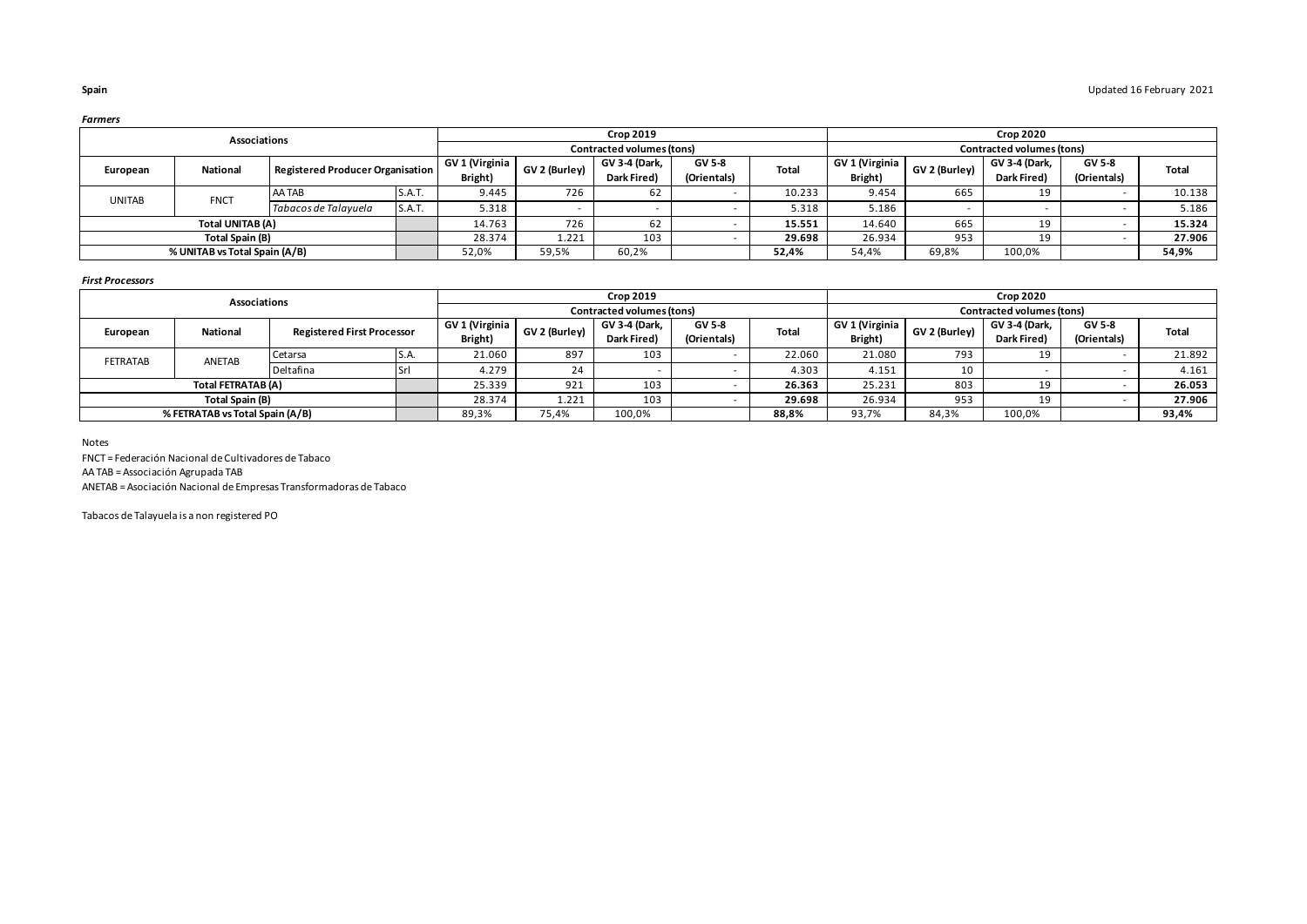**Spain**

Updated 16 February 2021

***Farmers***

| Associations | | | | Crop 2019 | | | | | Crop 2020 | | | | |
|---|---|---|---|---|---|---|---|---|---|---|---|---|---|
| | | | | Contracted volumes (tons) | | | | | Contracted volumes (tons) | | | | |
| European | National | Registered Producer Organisation | | GV 1 (Virginia Bright) | GV 2 (Burley) | GV 3-4 (Dark, Dark Fired) | GV 5-8 (Orientals) | Total | GV 1 (Virginia Bright) | GV 2 (Burley) | GV 3-4 (Dark, Dark Fired) | GV 5-8 (Orientals) | Total |
| UNITAB | FNCT | AA TAB | S.A.T. | 9.445 | 726 | 62 | - | 10.233 | 9.454 | 665 | 19 | - | 10.138 |
| | | *Tabacos de Talayuela* | S.A.T. | 5.318 | - | - | - | 5.318 | 5.186 | - | - | - | 5.186 |
| **Total UNITAB (A)** | | | | 14.763 | 726 | 62 | - | **15.551** | 14.640 | 665 | 19 | - | **15.324** |
| **Total Spain (B)** | | | | 28.374 | 1.221 | 103 | - | **29.698** | 26.934 | 953 | 19 | - | **27.906** |
| **% UNITAB vs Total Spain (A/B)** | | | | 52,0% | 59,5% | 60,2% | | **52,4%** | 54,4% | 69,8% | 100,0% | | **54,9%** |

***First Processors***

| Associations | | | | Crop 2019 | | | | | Crop 2020 | | | | |
|---|---|---|---|---|---|---|---|---|---|---|---|---|---|
| | | | | Contracted volumes (tons) | | | | | Contracted volumes (tons) | | | | |
| European | National | Registered First Processor | | GV 1 (Virginia Bright) | GV 2 (Burley) | GV 3-4 (Dark, Dark Fired) | GV 5-8 (Orientals) | Total | GV 1 (Virginia Bright) | GV 2 (Burley) | GV 3-4 (Dark, Dark Fired) | GV 5-8 (Orientals) | Total |
| FETRATAB | ANETAB | Cetarsa | S.A. | 21.060 | 897 | 103 | - | 22.060 | 21.080 | 793 | 19 | - | 21.892 |
| | | Deltafina | Srl | 4.279 | 24 | - | - | 4.303 | 4.151 | 10 | - | - | 4.161 |
| **Total FETRATAB (A)** | | | | 25.339 | 921 | 103 | - | **26.363** | 25.231 | 803 | 19 | - | **26.053** |
| **Total Spain (B)** | | | | 28.374 | 1.221 | 103 | - | **29.698** | 26.934 | 953 | 19 | - | **27.906** |
| **% FETRATAB vs Total Spain (A/B)** | | | | 89,3% | 75,4% | 100,0% | | **88,8%** | 93,7% | 84,3% | 100,0% | | **93,4%** |

Notes

FNCT = Federación Nacional de Cultivadores de Tabaco

AA TAB = Associación Agrupada TAB

ANETAB = Asociación Nacional de Empresas Transformadoras de Tabaco

Tabacos de Talayuela is a non registered PO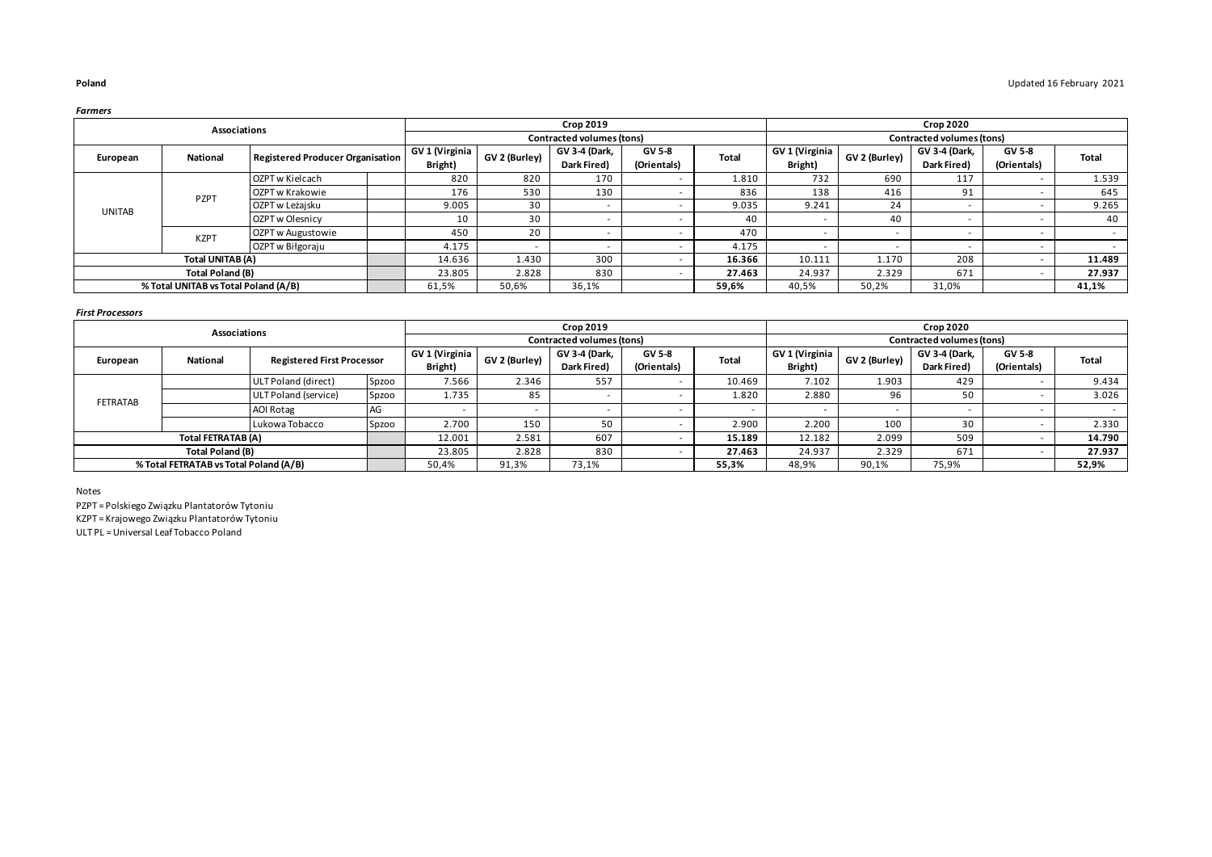**Poland**

Updated 16 February 2021

***Farmers***

| Associations | | | | Crop 2019 | | | | | Crop 2020 | | | | |
|---|---|---|---|---|---|---|---|---|---|---|---|---|---|
| | | | | Contracted volumes (tons) | | | | | Contracted volumes (tons) | | | | |
| European | National | Registered Producer Organisation | | GV 1 (Virginia Bright) | GV 2 (Burley) | GV 3-4 (Dark, Dark Fired) | GV 5-8 (Orientals) | Total | GV 1 (Virginia Bright) | GV 2 (Burley) | GV 3-4 (Dark, Dark Fired) | GV 5-8 (Orientals) | Total |
| UNITAB | PZPT | OZPT w Kielcach | | 820 | 820 | 170 | - | 1.810 | 732 | 690 | 117 | - | 1.539 |
| | | OZPT w Krakowie | | 176 | 530 | 130 | - | 836 | 138 | 416 | 91 | - | 645 |
| | | OZPT w Leżajsku | | 9.005 | 30 | - | - | 9.035 | 9.241 | 24 | - | - | 9.265 |
| | | OZPT w Olesnicy | | 10 | 30 | - | - | 40 | - | 40 | - | - | 40 |
| | KZPT | OZPT w Augustowie | | 450 | 20 | - | - | 470 | - | - | - | - | - |
| | | OZPT w Biłgoraju | | 4.175 | - | - | - | 4.175 | - | - | - | - | - |
| **Total UNITAB (A)** | | | | 14.636 | 1.430 | 300 | - | **16.366** | 10.111 | 1.170 | 208 | - | **11.489** |
| **Total Poland (B)** | | | | 23.805 | 2.828 | 830 | - | **27.463** | 24.937 | 2.329 | 671 | - | **27.937** |
| **% Total UNITAB vs Total Poland (A/B)** | | | | 61,5% | 50,6% | 36,1% | | **59,6%** | 40,5% | 50,2% | 31,0% | | **41,1%** |

***First Processors***

| Associations | | | | Crop 2019 | | | | | Crop 2020 | | | | |
|---|---|---|---|---|---|---|---|---|---|---|---|---|---|
| | | | | Contracted volumes (tons) | | | | | Contracted volumes (tons) | | | | |
| European | National | Registered First Processor | | GV 1 (Virginia Bright) | GV 2 (Burley) | GV 3-4 (Dark, Dark Fired) | GV 5-8 (Orientals) | Total | GV 1 (Virginia Bright) | GV 2 (Burley) | GV 3-4 (Dark, Dark Fired) | GV 5-8 (Orientals) | Total |
| FETRATAB | | ULT Poland (direct) | Spzoo | 7.566 | 2.346 | 557 | - | 10.469 | 7.102 | 1.903 | 429 | - | 9.434 |
| | | ULT Poland (service) | Spzoo | 1.735 | 85 | - | - | 1.820 | 2.880 | 96 | 50 | - | 3.026 |
| | | AOI Rotag | AG | - | - | - | - | - | - | - | - | - | - |
| | | Lukowa Tobacco | Spzoo | 2.700 | 150 | 50 | - | 2.900 | 2.200 | 100 | 30 | - | 2.330 |
| **Total FETRATAB (A)** | | | | 12.001 | 2.581 | 607 | - | **15.189** | 12.182 | 2.099 | 509 | - | **14.790** |
| **Total Poland (B)** | | | | 23.805 | 2.828 | 830 | - | **27.463** | 24.937 | 2.329 | 671 | - | **27.937** |
| **% Total FETRATAB vs Total Poland (A/B)** | | | | 50,4% | 91,3% | 73,1% | | **55,3%** | 48,9% | 90,1% | 75,9% | | **52,9%** |

Notes

PZPT = Polskiego Związku Plantatorów Tytoniu

KZPT = Krajowego Związku Plantatorów Tytoniu

ULT PL = Universal Leaf Tobacco Poland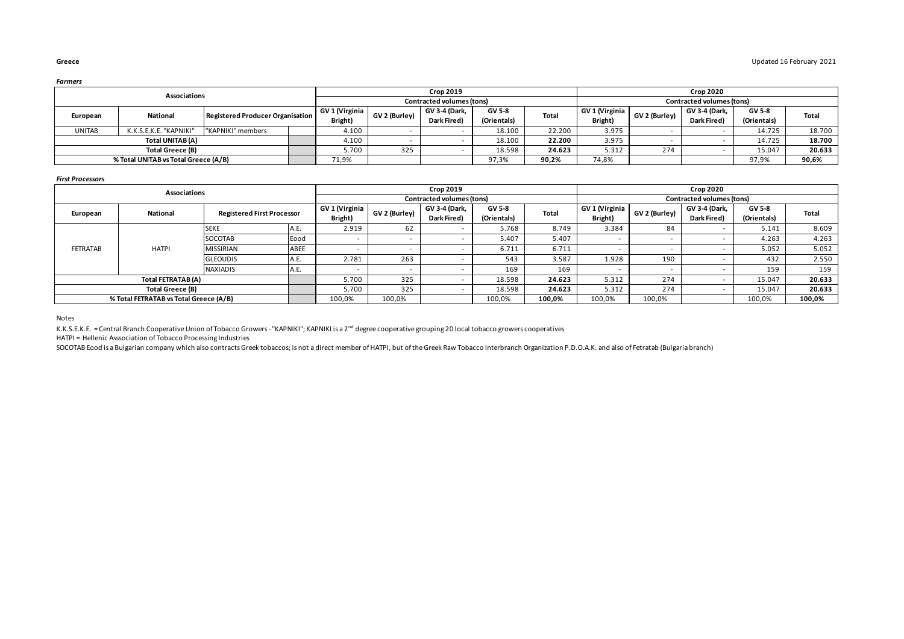**Greece**

Updated 16 February 2021

*Farmers*

| Associations | | | | Crop 2019 | | | | | Crop 2020 | | | | |
|---|---|---|---|---|---|---|---|---|---|---|---|---|---|
| | | | | Contracted volumes (tons) | | | | | Contracted volumes (tons) | | | | |
| European | National | Registered Producer Organisation | | GV 1 (Virginia Bright) | GV 2 (Burley) | GV 3-4 (Dark, Dark Fired) | GV 5-8 (Orientals) | Total | GV 1 (Virginia Bright) | GV 2 (Burley) | GV 3-4 (Dark, Dark Fired) | GV 5-8 (Orientals) | Total |
| UNITAB | K.K.S.E.K.E. "KAPNIKI" | "KAPNIKI" members | | 4.100 | - | - | 18.100 | 22.200 | 3.975 | - | - | 14.725 | 18.700 |
| Total UNITAB (A) | | | | 4.100 | - | - | 18.100 | **22.200** | 3.975 | - | - | 14.725 | **18.700** |
| Total Greece (B) | | | | 5.700 | 325 | - | 18.598 | **24.623** | 5.312 | 274 | - | 15.047 | **20.633** |
| % Total UNITAB vs Total Greece (A/B) | | | | 71,9% | | | 97,3% | **90,2%** | 74,8% | | | 97,9% | **90,6%** |

*First Processors*

| Associations | | | | Crop 2019 | | | | | Crop 2020 | | | | |
|---|---|---|---|---|---|---|---|---|---|---|---|---|---|
| | | | | Contracted volumes (tons) | | | | | Contracted volumes (tons) | | | | |
| European | National | Registered First Processor | | GV 1 (Virginia Bright) | GV 2 (Burley) | GV 3-4 (Dark, Dark Fired) | GV 5-8 (Orientals) | Total | GV 1 (Virginia Bright) | GV 2 (Burley) | GV 3-4 (Dark, Dark Fired) | GV 5-8 (Orientals) | Total |
| FETRATAB | HATPI | SEKE | A.E. | 2.919 | 62 | - | 5.768 | 8.749 | 3.384 | 84 | - | 5.141 | 8.609 |
| | | SOCOTAB | Eood | - | - | - | 5.407 | 5.407 | - | - | - | 4.263 | 4.263 |
| | | MISSIRIAN | ABEE | - | - | - | 6.711 | 6.711 | - | - | - | 5.052 | 5.052 |
| | | GLEOUDIS | A.E. | 2.781 | 263 | - | 543 | 3.587 | 1.928 | 190 | - | 432 | 2.550 |
| | | NAXIADIS | A.E. | - | - | - | 169 | 169 | - | - | - | 159 | 159 |
| Total FETRATAB (A) | | | | 5.700 | 325 | - | 18.598 | **24.623** | 5.312 | 274 | - | 15.047 | **20.633** |
| Total Greece (B) | | | | 5.700 | 325 | - | 18.598 | **24.623** | 5.312 | 274 | - | 15.047 | **20.633** |
| % Total FETRATAB vs Total Greece (A/B) | | | | 100,0% | 100,0% | | 100,0% | **100,0%** | 100,0% | 100,0% | | 100,0% | **100,0%** |

Notes

K.K.S.E.K.E. = Central Branch Cooperative Union of Tobacco Growers - "KAPNIKI"; KAPNIKI is a 2nd degree cooperative grouping 20 local tobacco growers cooperatives

HATPI = Hellenic Asssociation of Tobacco Processing Industries

SOCOTAB Eood is a Bulgarian company which also contracts Greek tobaccos; is not a direct member of HATPI, but of the Greek Raw Tobacco Interbranch Organization P.D.O.A.K. and also of Fetratab (Bulgaria branch)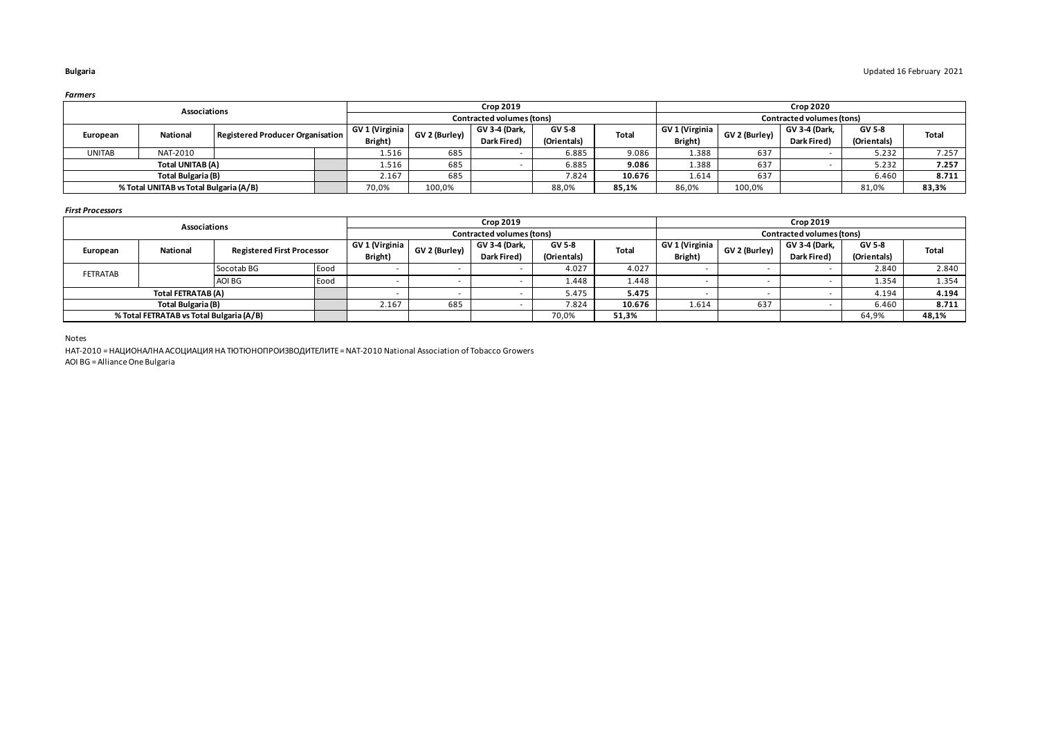**Bulgaria**

Updated 16 February 2021

***Farmers***

| Associations | | | | Crop 2019 | | | | | Crop 2020 | | | | |
|---|---|---|---|---|---|---|---|---|---|---|---|---|---|
| | | | | Contracted volumes (tons) | | | | | Contracted volumes (tons) | | | | |
| European | National | Registered Producer Organisation | | GV 1 (Virginia Bright) | GV 2 (Burley) | GV 3-4 (Dark, Dark Fired) | GV 5-8 (Orientals) | Total | GV 1 (Virginia Bright) | GV 2 (Burley) | GV 3-4 (Dark, Dark Fired) | GV 5-8 (Orientals) | Total |
| UNITAB | NAT-2010 | | | 1.516 | 685 | - | 6.885 | 9.086 | 1.388 | 637 | - | 5.232 | 7.257 |
| **Total UNITAB (A)** | | | | 1.516 | 685 | - | 6.885 | **9.086** | 1.388 | 637 | - | 5.232 | **7.257** |
| **Total Bulgaria (B)** | | | | 2.167 | 685 | | 7.824 | **10.676** | 1.614 | 637 | | 6.460 | **8.711** |
| **% Total UNITAB vs Total Bulgaria (A/B)** | | | | 70,0% | 100,0% | | 88,0% | **85,1%** | 86,0% | 100,0% | | 81,0% | **83,3%** |

***First Processors***

| Associations | | | | Crop 2019 | | | | | Crop 2019 | | | | |
|---|---|---|---|---|---|---|---|---|---|---|---|---|---|
| | | | | Contracted volumes (tons) | | | | | Contracted volumes (tons) | | | | |
| European | National | Registered First Processor | | GV 1 (Virginia Bright) | GV 2 (Burley) | GV 3-4 (Dark, Dark Fired) | GV 5-8 (Orientals) | Total | GV 1 (Virginia Bright) | GV 2 (Burley) | GV 3-4 (Dark, Dark Fired) | GV 5-8 (Orientals) | Total |
| FETRATAB | | Socotab BG | Eood | - | - | - | 4.027 | 4.027 | - | - | - | 2.840 | 2.840 |
| | | AOI BG | Eood | - | - | - | 1.448 | 1.448 | - | - | - | 1.354 | 1.354 |
| **Total FETRATAB (A)** | | | | - | - | - | 5.475 | **5.475** | - | - | - | 4.194 | **4.194** |
| **Total Bulgaria (B)** | | | | 2.167 | 685 | - | 7.824 | **10.676** | 1.614 | 637 | - | 6.460 | **8.711** |
| **% Total FETRATAB vs Total Bulgaria (A/B)** | | | | | | | 70,0% | **51,3%** | | | | 64,9% | **48,1%** |

Notes

НАТ-2010 = НАЦИОНАЛНА АСОЦИАЦИЯ НА ТЮТЮНОПРОИЗВОДИТЕЛИТЕ = NAT-2010 National Association of Tobacco Growers

AOI BG = Alliance One Bulgaria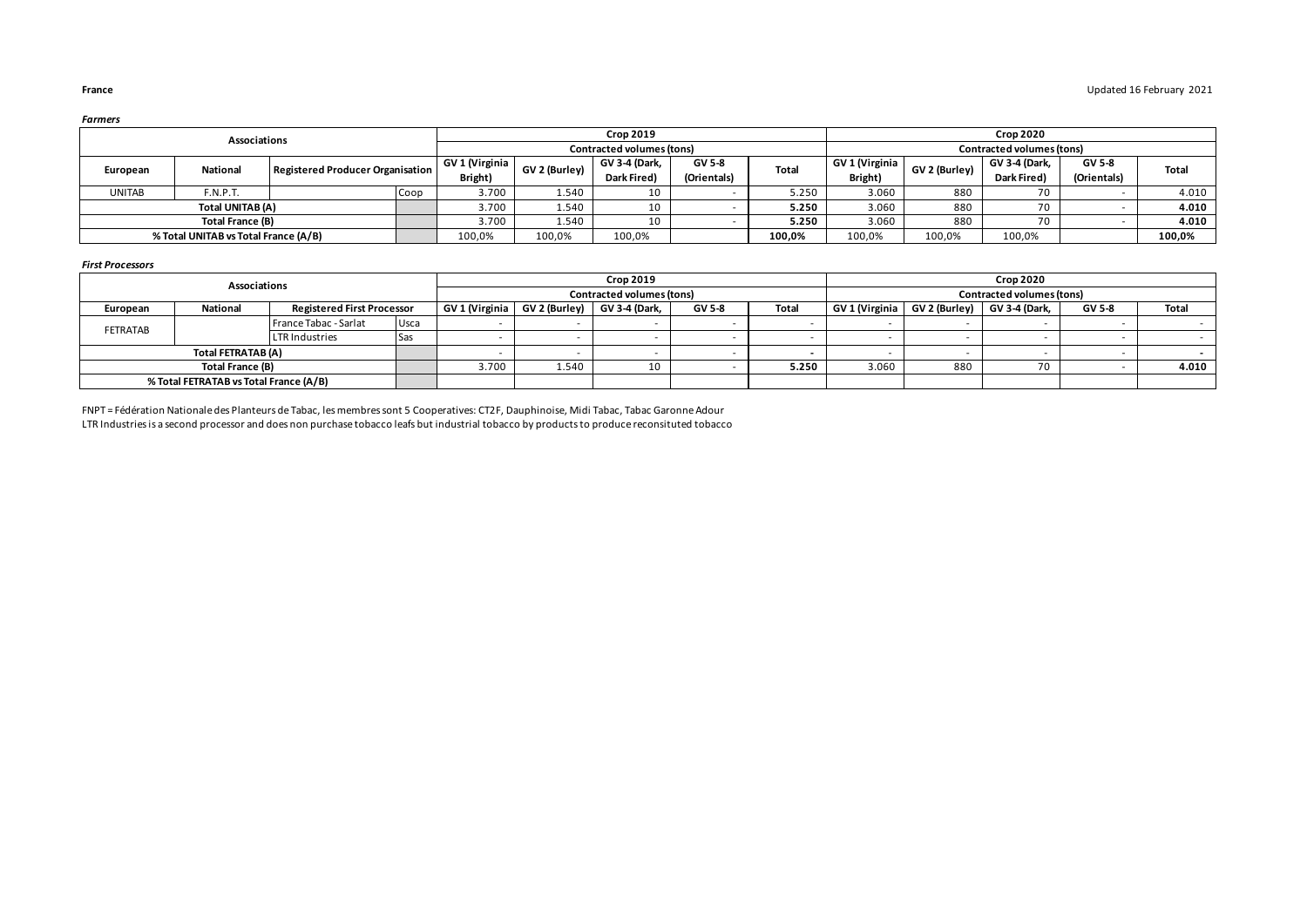**France** Updated 16 February 2021

***Farmers***

| Associations | | | | Crop 2019 | | | | | Crop 2020 | | | | |
|---|---|---|---|---|---|---|---|---|---|---|---|---|---|
| | | | | Contracted volumes (tons) | | | | | Contracted volumes (tons) | | | | |
| European | National | Registered Producer Organisation | | GV 1 (Virginia Bright) | GV 2 (Burley) | GV 3-4 (Dark, Dark Fired) | GV 5-8 (Orientals) | Total | GV 1 (Virginia Bright) | GV 2 (Burley) | GV 3-4 (Dark, Dark Fired) | GV 5-8 (Orientals) | Total |
| UNITAB | F.N.P.T. | | Coop | 3.700 | 1.540 | 10 | - | 5.250 | 3.060 | 880 | 70 | - | 4.010 |
| Total UNITAB (A) | | | | 3.700 | 1.540 | 10 | - | **5.250** | 3.060 | 880 | 70 | - | **4.010** |
| Total France (B) | | | | 3.700 | 1.540 | 10 | - | **5.250** | 3.060 | 880 | 70 | - | **4.010** |
| % Total UNITAB vs Total France (A/B) | | | | 100,0% | 100,0% | 100,0% | | **100,0%** | 100,0% | 100,0% | 100,0% | | **100,0%** |

***First Processors***

| Associations | | | | Crop 2019 | | | | | Crop 2020 | | | | |
|---|---|---|---|---|---|---|---|---|---|---|---|---|---|
| | | | | Contracted volumes (tons) | | | | | Contracted volumes (tons) | | | | |
| European | National | Registered First Processor | | GV 1 (Virginia | GV 2 (Burley) | GV 3-4 (Dark, | GV 5-8 | Total | GV 1 (Virginia | GV 2 (Burley) | GV 3-4 (Dark, | GV 5-8 | Total |
| FETRATAB | | France Tabac - Sarlat | Usca | - | - | - | - | - | - | - | - | - | - |
| | | LTR Industries | Sas | - | - | - | - | - | - | - | - | - | - |
| Total FETRATAB (A) | | | | - | - | - | - | **-** | - | - | - | - | **-** |
| Total France (B) | | | | 3.700 | 1.540 | 10 | - | **5.250** | 3.060 | 880 | 70 | - | **4.010** |
| % Total FETRATAB vs Total France (A/B) | | | | | | | | | | | | | |

FNPT = Fédération Nationale des Planteurs de Tabac, les membres sont 5 Cooperatives: CT2F, Dauphinoise, Midi Tabac, Tabac Garonne Adour
LTR Industries is a second processor and does non purchase tobacco leafs but industrial tobacco by products to produce reconsituted tobacco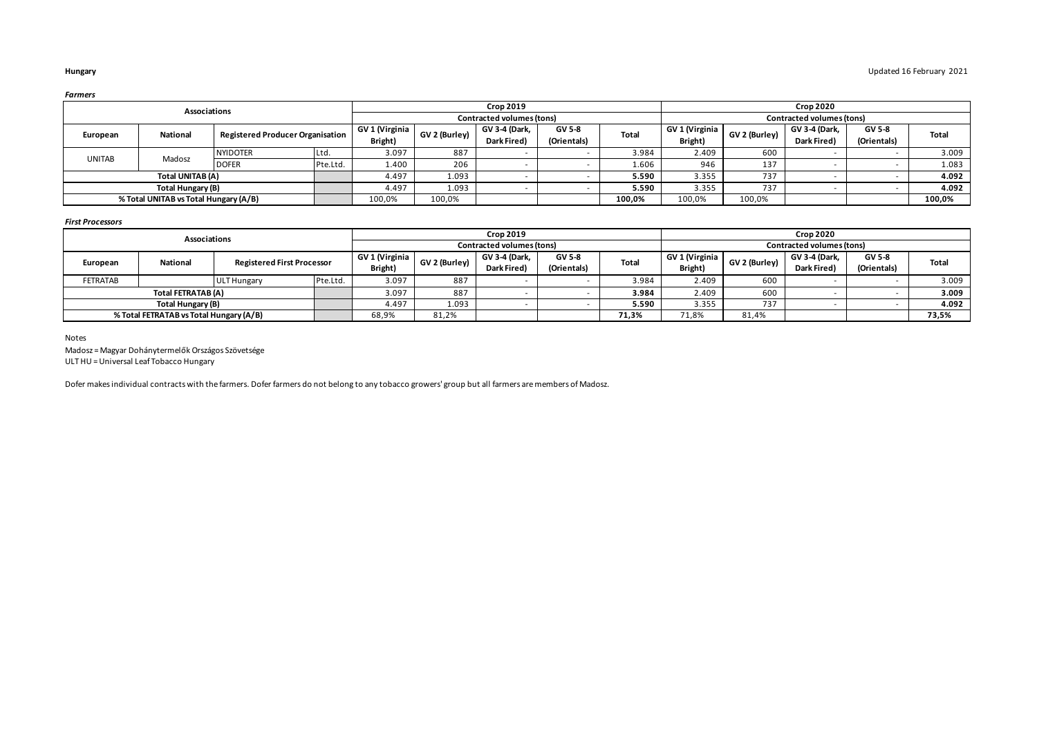**Hungary**

Updated 16 February 2021

***Farmers***

| Associations | | | | Crop 2019 | | | | | Crop 2020 | | | | |
|---|---|---|---|---|---|---|---|---|---|---|---|---|---|
| | | | | Contracted volumes (tons) | | | | | Contracted volumes (tons) | | | | |
| European | National | Registered Producer Organisation | | GV 1 (Virginia Bright) | GV 2 (Burley) | GV 3-4 (Dark, Dark Fired) | GV 5-8 (Orientals) | Total | GV 1 (Virginia Bright) | GV 2 (Burley) | GV 3-4 (Dark, Dark Fired) | GV 5-8 (Orientals) | Total |
| UNITAB | Madosz | NYIDOTER | Ltd. | 3.097 | 887 | - | - | 3.984 | 2.409 | 600 | - | - | 3.009 |
| | | DOFER | Pte.Ltd. | 1.400 | 206 | - | - | 1.606 | 946 | 137 | - | - | 1.083 |
| **Total UNITAB (A)** | | | | 4.497 | 1.093 | - | - | **5.590** | 3.355 | 737 | - | - | **4.092** |
| **Total Hungary (B)** | | | | 4.497 | 1.093 | - | - | **5.590** | 3.355 | 737 | - | - | **4.092** |
| **% Total UNITAB vs Total Hungary (A/B)** | | | | 100,0% | 100,0% | | | **100,0%** | 100,0% | 100,0% | | | **100,0%** |

***First Processors***

| Associations | | | | Crop 2019 | | | | | Crop 2020 | | | | |
|---|---|---|---|---|---|---|---|---|---|---|---|---|---|
| | | | | Contracted volumes (tons) | | | | | Contracted volumes (tons) | | | | |
| European | National | Registered First Processor | | GV 1 (Virginia Bright) | GV 2 (Burley) | GV 3-4 (Dark, Dark Fired) | GV 5-8 (Orientals) | Total | GV 1 (Virginia Bright) | GV 2 (Burley) | GV 3-4 (Dark, Dark Fired) | GV 5-8 (Orientals) | Total |
| FETRATAB | | ULT Hungary | Pte.Ltd. | 3.097 | 887 | - | - | 3.984 | 2.409 | 600 | - | - | 3.009 |
| **Total FETRATAB (A)** | | | | 3.097 | 887 | - | - | **3.984** | 2.409 | 600 | - | - | **3.009** |
| **Total Hungary (B)** | | | | 4.497 | 1.093 | - | - | **5.590** | 3.355 | 737 | - | - | **4.092** |
| **% Total FETRATAB vs Total Hungary (A/B)** | | | | 68,9% | 81,2% | | | **71,3%** | 71,8% | 81,4% | | | **73,5%** |

Notes

Madosz = Magyar Dohánytermelők Országos Szövetsége

ULT HU = Universal Leaf Tobacco Hungary

Dofer makes individual contracts with the farmers. Dofer farmers do not belong to any tobacco growers' group but all farmers are members of Madosz.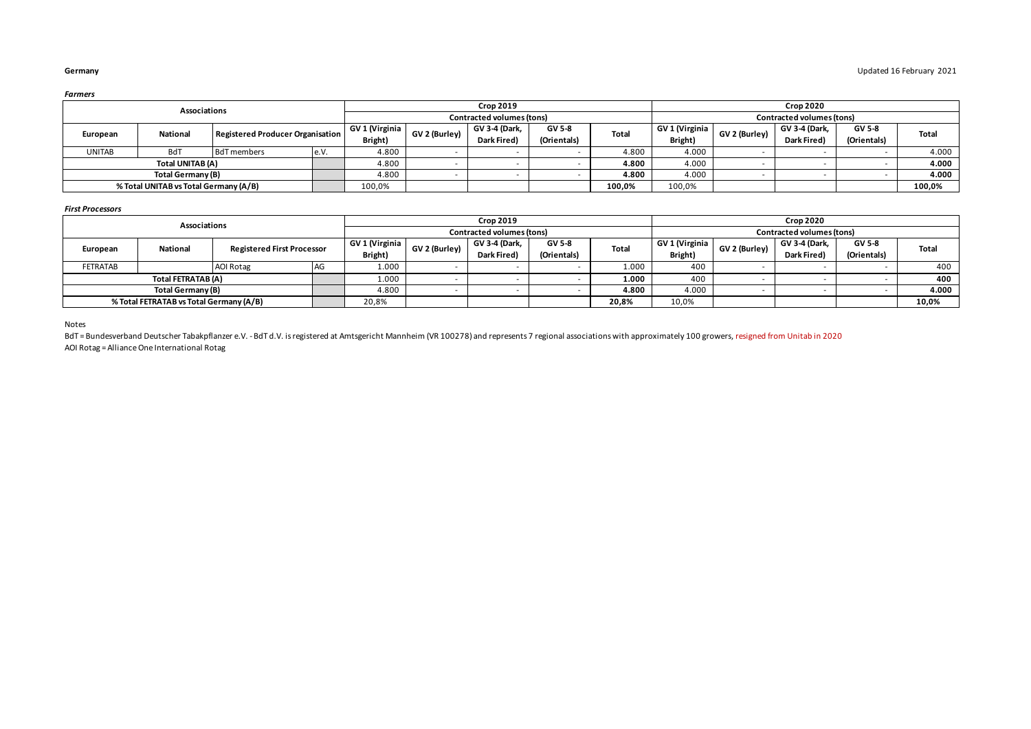**Germany**

Updated 16 February 2021

***Farmers***

| Associations | | | | Crop 2019 | | | | | Crop 2020 | | | | |
|---|---|---|---|---|---|---|---|---|---|---|---|---|---|
| | | | | Contracted volumes (tons) | | | | | Contracted volumes (tons) | | | | |
| European | National | Registered Producer Organisation | | GV 1 (Virginia Bright) | GV 2 (Burley) | GV 3-4 (Dark, Dark Fired) | GV 5-8 (Orientals) | Total | GV 1 (Virginia Bright) | GV 2 (Burley) | GV 3-4 (Dark, Dark Fired) | GV 5-8 (Orientals) | Total |
| UNITAB | BdT | BdT members | e.V. | 4.800 | - | - | - | 4.800 | 4.000 | - | - | - | 4.000 |
| Total UNITAB (A) | | | | 4.800 | - | - | - | **4.800** | 4.000 | - | - | - | **4.000** |
| Total Germany (B) | | | | 4.800 | - | - | - | **4.800** | 4.000 | - | - | - | **4.000** |
| % Total UNITAB vs Total Germany (A/B) | | | | 100,0% | | | | **100,0%** | 100,0% | | | | **100,0%** |

***First Processors***

| Associations | | | | Crop 2019 | | | | | Crop 2020 | | | | |
|---|---|---|---|---|---|---|---|---|---|---|---|---|---|
| | | | | Contracted volumes (tons) | | | | | Contracted volumes (tons) | | | | |
| European | National | Registered First Processor | | GV 1 (Virginia Bright) | GV 2 (Burley) | GV 3-4 (Dark, Dark Fired) | GV 5-8 (Orientals) | Total | GV 1 (Virginia Bright) | GV 2 (Burley) | GV 3-4 (Dark, Dark Fired) | GV 5-8 (Orientals) | Total |
| FETRATAB | | AOI Rotag | AG | 1.000 | - | - | - | 1.000 | 400 | - | - | - | 400 |
| Total FETRATAB (A) | | | | 1.000 | - | - | - | **1.000** | 400 | - | - | - | **400** |
| Total Germany (B) | | | | 4.800 | - | - | - | **4.800** | 4.000 | - | - | - | **4.000** |
| % Total FETRATAB vs Total Germany (A/B) | | | | 20,8% | | | | **20,8%** | 10,0% | | | | **10,0%** |

Notes

BdT = Bundesverband Deutscher Tabakpflanzer e.V. - BdT d.V. is registered at Amtsgericht Mannheim (VR 100278) and represents 7 regional associations with approximately 100 growers, resigned from Unitab in 2020

AOI Rotag = Alliance One International Rotag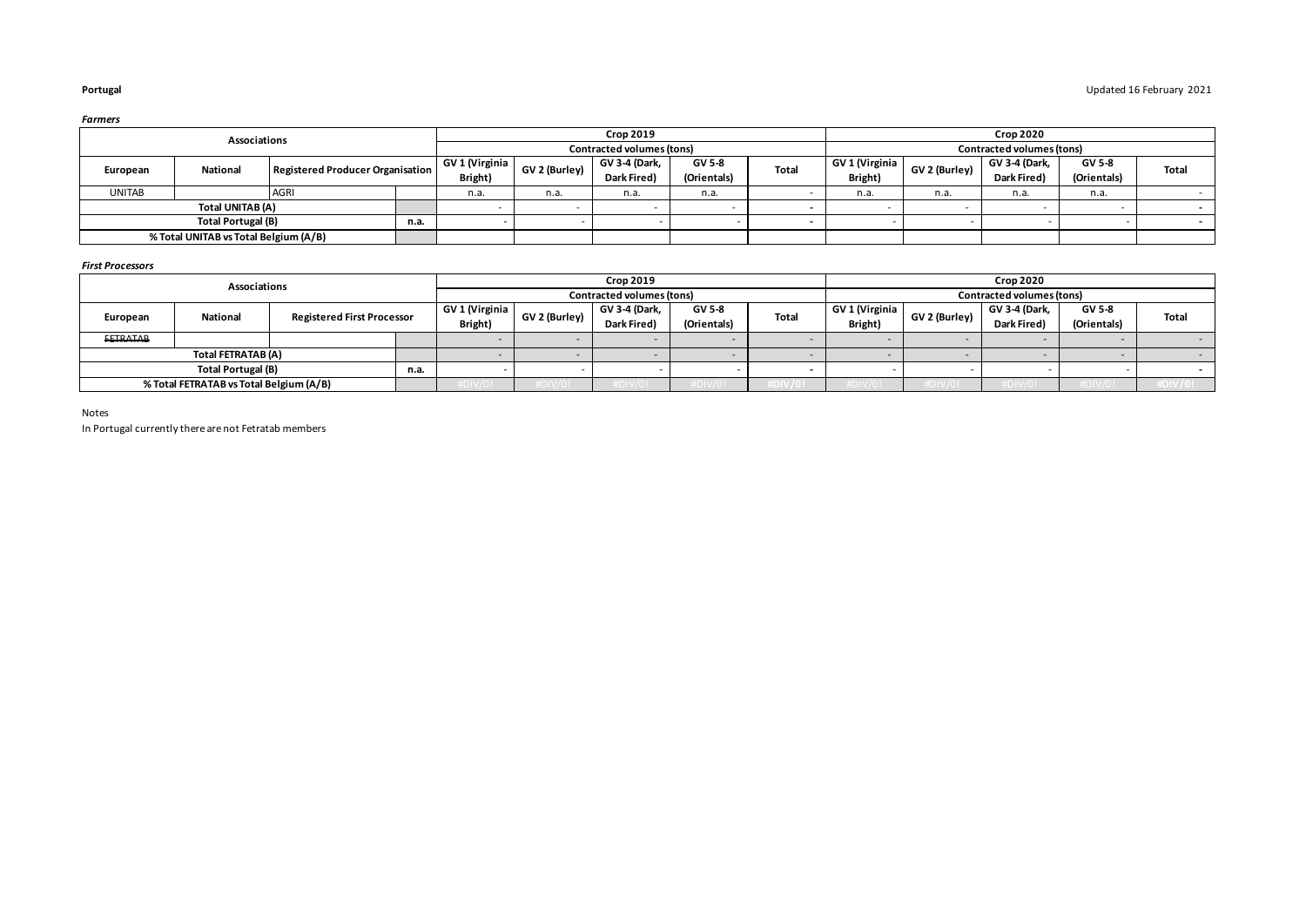**Portugal**

Updated 16 February 2021

***Farmers***

| Associations | | | | Crop 2019 | | | | | Crop 2020 | | | | |
|---|---|---|---|---|---|---|---|---|---|---|---|---|---|
| | | | | Contracted volumes (tons) | | | | | Contracted volumes (tons) | | | | |
| European | National | Registered Producer Organisation | | GV 1 (Virginia Bright) | GV 2 (Burley) | GV 3-4 (Dark, Dark Fired) | GV 5-8 (Orientals) | Total | GV 1 (Virginia Bright) | GV 2 (Burley) | GV 3-4 (Dark, Dark Fired) | GV 5-8 (Orientals) | Total |
| UNITAB | | AGRI | | n.a. | n.a. | n.a. | n.a. | - | n.a. | n.a. | n.a. | n.a. | - |
| Total UNITAB (A) | | | | - | - | - | - | - | - | - | - | - | - |
| Total Portugal (B) | | | n.a. | - | - | - | - | - | - | - | - | - | - |
| % Total UNITAB vs Total Belgium (A/B) | | | | | | | | | | | | | |

***First Processors***

| Associations | | | | Crop 2019 | | | | | Crop 2020 | | | | |
|---|---|---|---|---|---|---|---|---|---|---|---|---|---|
| | | | | Contracted volumes (tons) | | | | | Contracted volumes (tons) | | | | |
| European | National | Registered First Processor | | GV 1 (Virginia Bright) | GV 2 (Burley) | GV 3-4 (Dark, Dark Fired) | GV 5-8 (Orientals) | Total | GV 1 (Virginia Bright) | GV 2 (Burley) | GV 3-4 (Dark, Dark Fired) | GV 5-8 (Orientals) | Total |
| ~~FETRATAB~~ | | | | - | - | - | - | - | - | - | - | - | - |
| Total FETRATAB (A) | | | | - | - | - | - | - | - | - | - | - | - |
| Total Portugal (B) | | | n.a. | - | - | - | - | - | - | - | - | - | - |
| % Total FETRATAB vs Total Belgium (A/B) | | | | #DIV/0! | #DIV/0! | #DIV/0! | #DIV/0! | #DIV/0! | #DIV/0! | #DIV/0! | #DIV/0! | #DIV/0! | #DIV/0! |

Notes

In Portugal currently there are not Fetratab members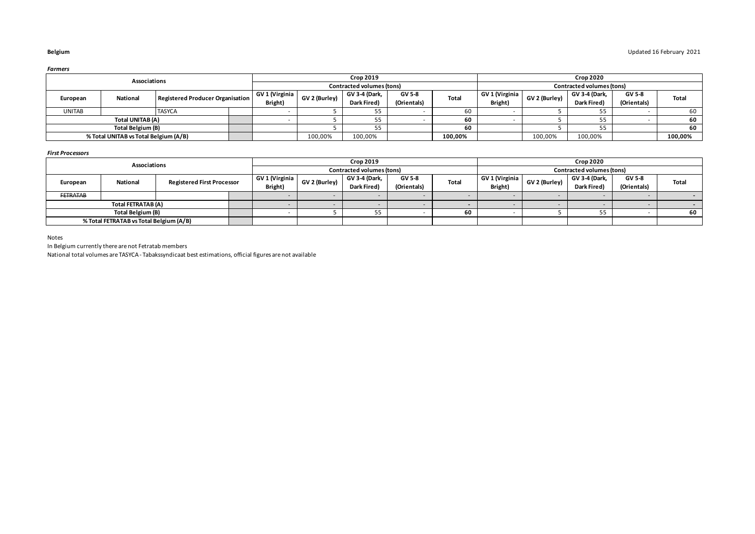**Belgium**

Updated 16 February 2021

***Farmers***

| Associations | | | | Crop 2019 | | | | | Crop 2020 | | | | |
|---|---|---|---|---|---|---|---|---|---|---|---|---|---|
| | | | | Contracted volumes (tons) | | | | | Contracted volumes (tons) | | | | |
| European | National | Registered Producer Organisation | | GV 1 (Virginia Bright) | GV 2 (Burley) | GV 3-4 (Dark, Dark Fired) | GV 5-8 (Orientals) | Total | GV 1 (Virginia Bright) | GV 2 (Burley) | GV 3-4 (Dark, Dark Fired) | GV 5-8 (Orientals) | Total |
| UNITAB | | TASYCA | | - | 5 | 55 | - | 60 | - | 5 | 55 | - | 60 |
| Total UNITAB (A) | | | | - | 5 | 55 | - | **60** | - | 5 | 55 | - | **60** |
| Total Belgium (B) | | | | | 5 | 55 | | **60** | | 5 | 55 | | **60** |
| % Total UNITAB vs Total Belgium (A/B) | | | | | 100,00% | 100,00% | | **100,00%** | | 100,00% | 100,00% | | **100,00%** |

***First Processors***

| Associations | | | | Crop 2019 | | | | | Crop 2020 | | | | |
|---|---|---|---|---|---|---|---|---|---|---|---|---|---|
| | | | | Contracted volumes (tons) | | | | | Contracted volumes (tons) | | | | |
| European | National | Registered First Processor | | GV 1 (Virginia Bright) | GV 2 (Burley) | GV 3-4 (Dark, Dark Fired) | GV 5-8 (Orientals) | Total | GV 1 (Virginia Bright) | GV 2 (Burley) | GV 3-4 (Dark, Dark Fired) | GV 5-8 (Orientals) | Total |
| ~~FETRATAB~~ | | | | - | - | - | - | - | - | - | - | - | **-** |
| Total FETRATAB (A) | | | | - | - | - | - | **-** | - | - | - | - | **-** |
| Total Belgium (B) | | | | - | 5 | 55 | - | **60** | - | 5 | 55 | - | **60** |
| % Total FETRATAB vs Total Belgium (A/B) | | | | | | | | | | | | | |

Notes

In Belgium currently there are not Fetratab members

National total volumes are TASYCA - Tabakssyndicaat best estimations, official figures are not available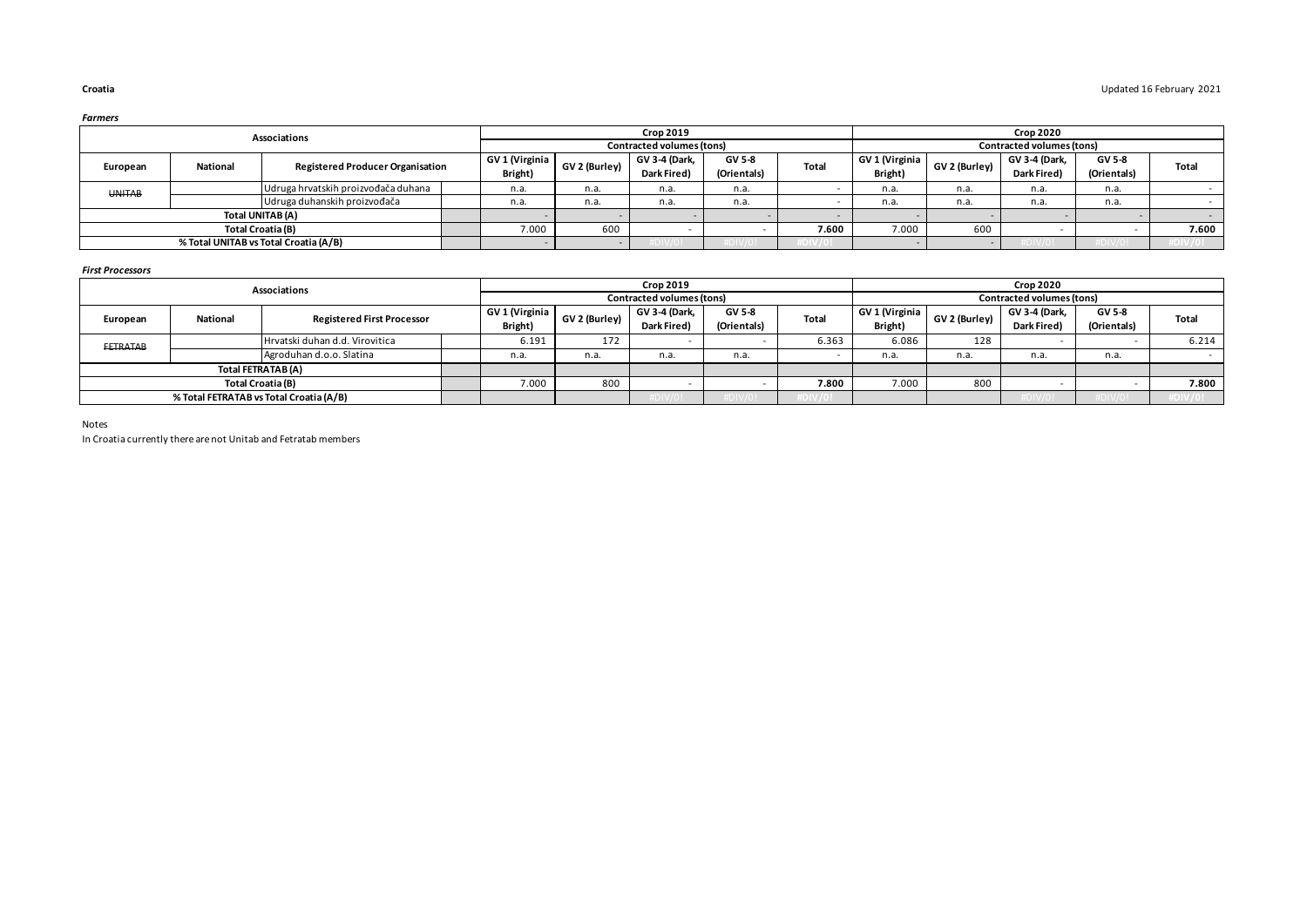**Croatia**

Updated 16 February 2021

***Farmers***

| Associations | | | | Crop 2019 | | | | | Crop 2020 | | | | |
|---|---|---|---|---|---|---|---|---|---|---|---|---|---|
| | | | | Contracted volumes (tons) | | | | | Contracted volumes (tons) | | | | |
| European | National | Registered Producer Organisation | | GV 1 (Virginia Bright) | GV 2 (Burley) | GV 3-4 (Dark, Dark Fired) | GV 5-8 (Orientals) | Total | GV 1 (Virginia Bright) | GV 2 (Burley) | GV 3-4 (Dark, Dark Fired) | GV 5-8 (Orientals) | Total |
| ~~UNITAB~~ | | Udruga hrvatskih proizvođača duhana | | n.a. | n.a. | n.a. | n.a. | - | n.a. | n.a. | n.a. | n.a. | - |
| | | Udruga duhanskih proizvođača | | n.a. | n.a. | n.a. | n.a. | - | n.a. | n.a. | n.a. | n.a. | - |
| Total UNITAB (A) | | | | - | - | - | - | - | - | - | - | - | - |
| Total Croatia (B) | | | | 7.000 | 600 | - | - | 7.600 | 7.000 | 600 | - | - | 7.600 |
| % Total UNITAB vs Total Croatia (A/B) | | | | - | - | #DIV/0! | #DIV/0! | #DIV/0! | - | - | #DIV/0! | #DIV/0! | #DIV/0! |

***First Processors***

| Associations | | | | Crop 2019 | | | | | Crop 2020 | | | | |
|---|---|---|---|---|---|---|---|---|---|---|---|---|---|
| | | | | Contracted volumes (tons) | | | | | Contracted volumes (tons) | | | | |
| European | National | Registered First Processor | | GV 1 (Virginia Bright) | GV 2 (Burley) | GV 3-4 (Dark, Dark Fired) | GV 5-8 (Orientals) | Total | GV 1 (Virginia Bright) | GV 2 (Burley) | GV 3-4 (Dark, Dark Fired) | GV 5-8 (Orientals) | Total |
| ~~FETRATAB~~ | | Hrvatski duhan d.d. Virovitica | | 6.191 | 172 | - | - | 6.363 | 6.086 | 128 | - | - | 6.214 |
| | | Agroduhan d.o.o. Slatina | | n.a. | n.a. | n.a. | n.a. | - | n.a. | n.a. | n.a. | n.a. | - |
| Total FETRATAB (A) | | | | | | | | | | | | | |
| Total Croatia (B) | | | | 7.000 | 800 | - | - | 7.800 | 7.000 | 800 | - | - | 7.800 |
| % Total FETRATAB vs Total Croatia (A/B) | | | | | | #DIV/0! | #DIV/0! | #DIV/0! | | | #DIV/0! | #DIV/0! | #DIV/0! |

Notes

In Croatia currently there are not Unitab and Fetratab members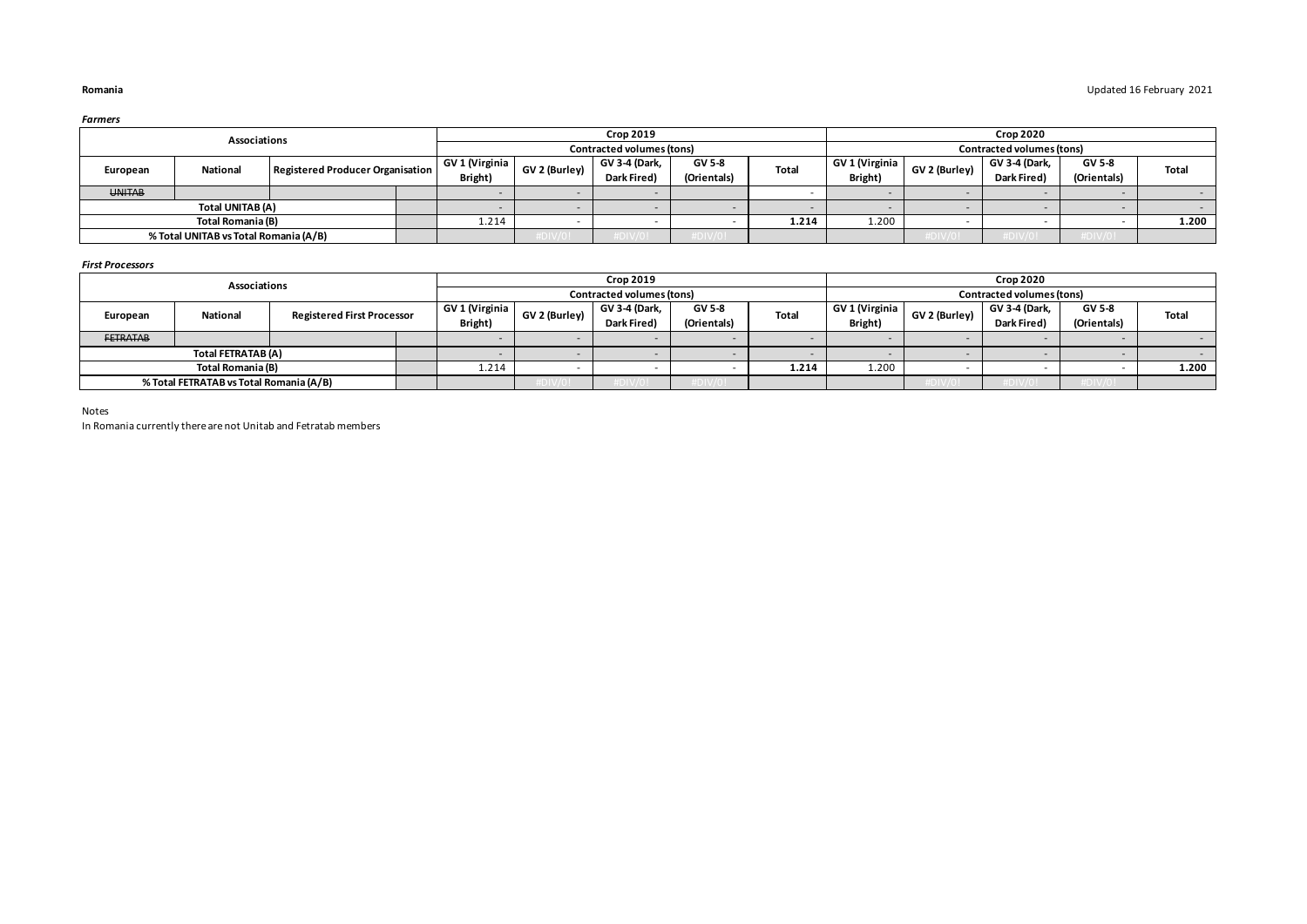**Romania**

Updated 16 February 2021

***Farmers***

| Associations | | | | Crop 2019 | | | | | Crop 2020 | | | | |
|---|---|---|---|---|---|---|---|---|---|---|---|---|---|
| | | | | Contracted volumes (tons) | | | | | Contracted volumes (tons) | | | | |
| European | National | Registered Producer Organisation | | GV 1 (Virginia Bright) | GV 2 (Burley) | GV 3-4 (Dark, Dark Fired) | GV 5-8 (Orientals) | Total | GV 1 (Virginia Bright) | GV 2 (Burley) | GV 3-4 (Dark, Dark Fired) | GV 5-8 (Orientals) | Total |
| ~~UNITAB~~ | | | | - | - | - | | - | - | - | - | - | - |
| Total UNITAB (A) | | | | - | - | - | - | - | - | - | - | - | - |
| Total Romania (B) | | | | 1.214 | - | - | - | 1.214 | 1.200 | - | - | - | 1.200 |
| % Total UNITAB vs Total Romania (A/B) | | | | | #DIV/0! | #DIV/0! | #DIV/0! | | | #DIV/0! | #DIV/0! | #DIV/0! | |

***First Processors***

| Associations | | | | Crop 2019 | | | | | Crop 2020 | | | | |
|---|---|---|---|---|---|---|---|---|---|---|---|---|---|
| | | | | Contracted volumes (tons) | | | | | Contracted volumes (tons) | | | | |
| European | National | Registered First Processor | | GV 1 (Virginia Bright) | GV 2 (Burley) | GV 3-4 (Dark, Dark Fired) | GV 5-8 (Orientals) | Total | GV 1 (Virginia Bright) | GV 2 (Burley) | GV 3-4 (Dark, Dark Fired) | GV 5-8 (Orientals) | Total |
| ~~FETRATAB~~ | | | | - | - | - | - | - | - | - | - | - | - |
| Total FETRATAB (A) | | | | - | - | - | - | - | - | - | - | - | - |
| Total Romania (B) | | | | 1.214 | - | - | - | 1.214 | 1.200 | - | - | - | 1.200 |
| % Total FETRATAB vs Total Romania (A/B) | | | | | #DIV/0! | #DIV/0! | #DIV/0! | | | #DIV/0! | #DIV/0! | #DIV/0! | |

Notes

In Romania currently there are not Unitab and Fetratab members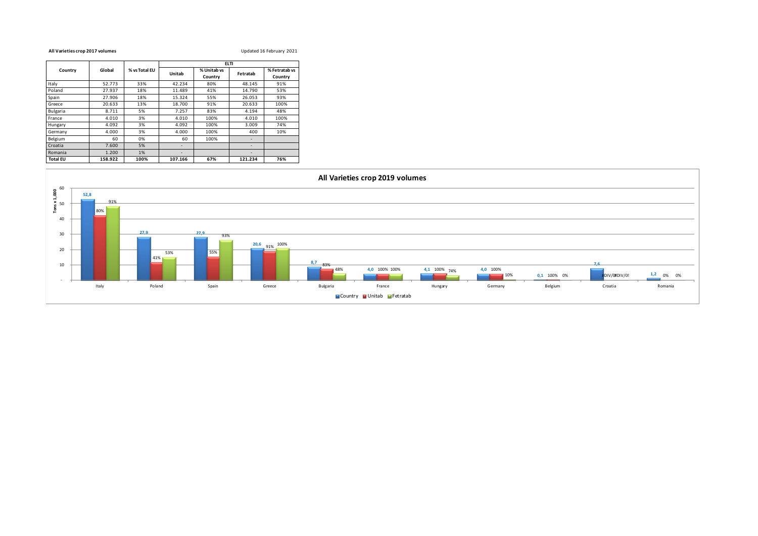**All Varieties crop 2017 volumes**

Updated 16 February 2021

| Country | Global | % vs Total EU | ELTI | | | |
|---|---|---|---|---|---|---|
| | | | Unitab | % Unitab vs Country | Fetratab | % Fetratab vs Country |
| Italy | 52.773 | 33% | 42.234 | 80% | 48.145 | 91% |
| Poland | 27.937 | 18% | 11.489 | 41% | 14.790 | 53% |
| Spain | 27.906 | 18% | 15.324 | 55% | 26.053 | 93% |
| Greece | 20.633 | 13% | 18.700 | 91% | 20.633 | 100% |
| Bulgaria | 8.711 | 5% | 7.257 | 83% | 4.194 | 48% |
| France | 4.010 | 3% | 4.010 | 100% | 4.010 | 100% |
| Hungary | 4.092 | 3% | 4.092 | 100% | 3.009 | 74% |
| Germany | 4.000 | 3% | 4.000 | 100% | 400 | 10% |
| Belgium | 60 | 0% | 60 | 100% | - | |
| Croatia | 7.600 | 5% | - | | - | |
| Romania | 1.200 | 1% | - | | - | |
| **Total EU** | **158.922** | **100%** | **107.166** | **67%** | **121.234** | **76%** |

**All Varieties crop 2019 volumes**

Tons x 1,000

| Country | Country | Unitab | Fetratab |
|---|---|---|---|
| Italy | 52,8 | 80% | 91% |
| Poland | 27,9 | 41% | 53% |
| Spain | 27,9 | 55% | 93% |
| Greece | 20,6 | 91% | 100% |
| Bulgaria | 8,7 | 83% | 48% |
| France | 4,0 | 100% | 100% |
| Hungary | 4,1 | 100% | 74% |
| Germany | 4,0 | 100% | 10% |
| Belgium | 0,1 | 100% | 0% |
| Croatia | 7,6 | #DIV/0! | #DIV/0! |
| Romania | 1,2 | 0% | 0% |

Country | Unitab | Fetratab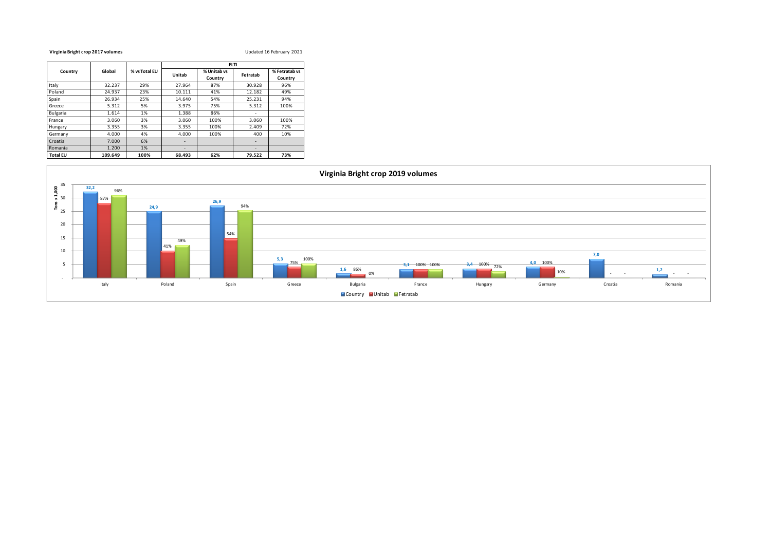**Virginia Bright crop 2017 volumes**

Updated 16 February 2021

| Country | Global | % vs Total EU | ELTI | | | |
|---|---|---|---|---|---|---|
| | | | Unitab | % Unitab vs Country | Fetratab | % Fetratab vs Country |
| Italy | 32.237 | 29% | 27.964 | 87% | 30.928 | 96% |
| Poland | 24.937 | 23% | 10.111 | 41% | 12.182 | 49% |
| Spain | 26.934 | 25% | 14.640 | 54% | 25.231 | 94% |
| Greece | 5.312 | 5% | 3.975 | 75% | 5.312 | 100% |
| Bulgaria | 1.614 | 1% | 1.388 | 86% | - | |
| France | 3.060 | 3% | 3.060 | 100% | 3.060 | 100% |
| Hungary | 3.355 | 3% | 3.355 | 100% | 2.409 | 72% |
| Germany | 4.000 | 4% | 4.000 | 100% | 400 | 10% |
| Croatia | 7.000 | 6% | - | | - | |
| Romania | 1.200 | 1% | - | | - | |
| **Total EU** | **109.649** | **100%** | **68.493** | **62%** | **79.522** | **73%** |

**Virginia Bright crop 2019 volumes**

Tons x 1,000

| Country | Country (tons x 1,000) | Unitab | Fetratab |
|---|---|---|---|
| Italy | 32,2 | 87% | 96% |
| Poland | 24,9 | 41% | 49% |
| Spain | 26,9 | 54% | 94% |
| Greece | 5,3 | 75% | 100% |
| Bulgaria | 1,6 | 86% | 0% |
| France | 3,1 | 100% | 100% |
| Hungary | 3,4 | 100% | 72% |
| Germany | 4,0 | 100% | 10% |
| Croatia | 7,0 | - | - |
| Romania | 1,2 | - | - |

Country / Unitab / Fetratab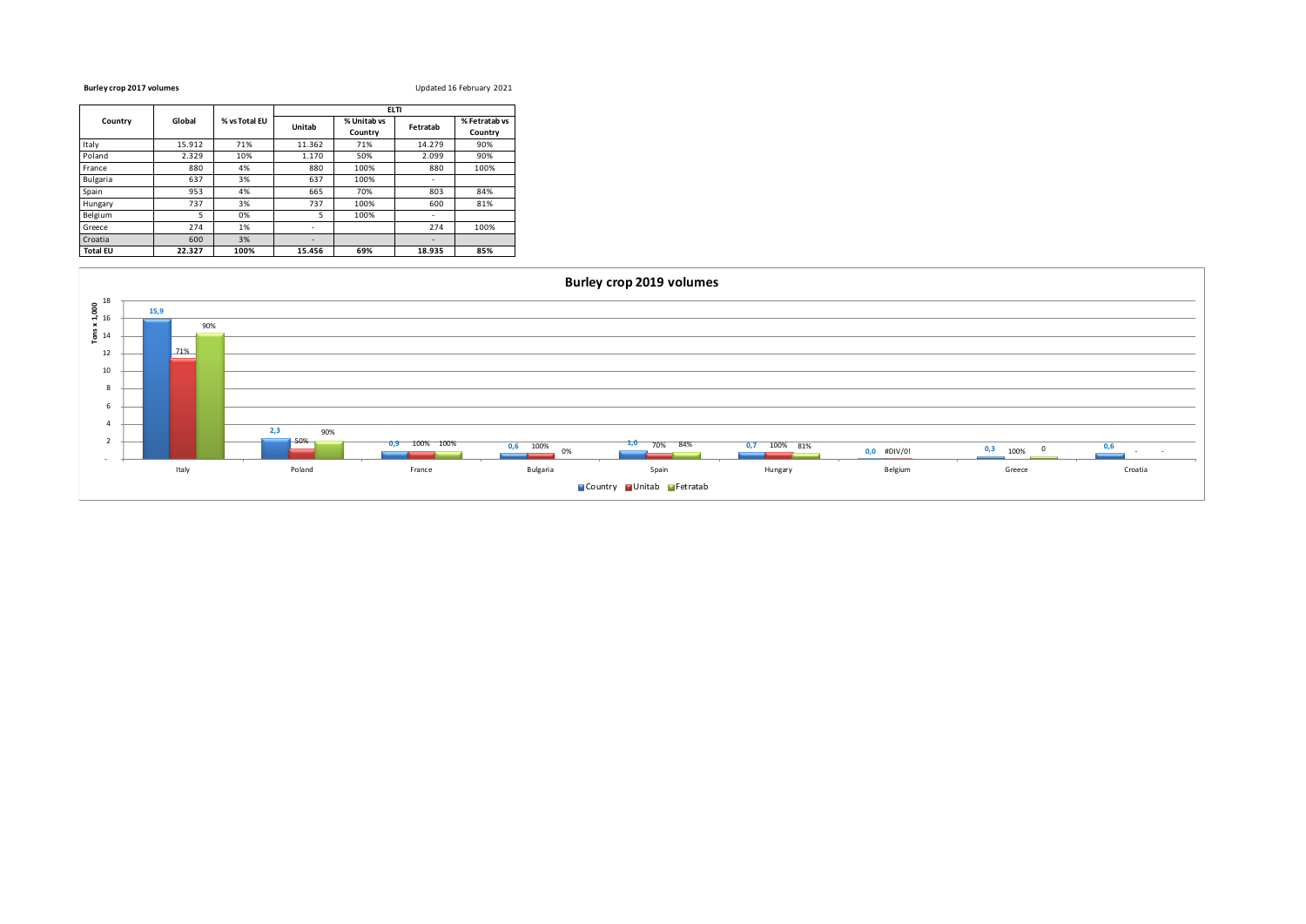**Burley crop 2017 volumes**

Updated 16 February 2021

| Country | Global | % vs Total EU | ELTI | | | |
|---|---|---|---|---|---|---|
| | | | Unitab | % Unitab vs Country | Fetratab | % Fetratab vs Country |
| Italy | 15.912 | 71% | 11.362 | 71% | 14.279 | 90% |
| Poland | 2.329 | 10% | 1.170 | 50% | 2.099 | 90% |
| France | 880 | 4% | 880 | 100% | 880 | 100% |
| Bulgaria | 637 | 3% | 637 | 100% | - | |
| Spain | 953 | 4% | 665 | 70% | 803 | 84% |
| Hungary | 737 | 3% | 737 | 100% | 600 | 81% |
| Belgium | 5 | 0% | 5 | 100% | - | |
| Greece | 274 | 1% | - | | 274 | 100% |
| Croatia | 600 | 3% | - | | - | |
| **Total EU** | **22.327** | **100%** | **15.456** | **69%** | **18.935** | **85%** |

**Burley crop 2019 volumes**

Tons x 1,000

| Country | Country | Unitab | Fetratab |
|---|---|---|---|
| Italy | 15,9 | 71% | 90% |
| Poland | 2,3 | 50% | 90% |
| France | 0,9 | 100% | 100% |
| Bulgaria | 0,6 | 100% | 0% |
| Spain | 1,0 | 70% | 84% |
| Hungary | 0,7 | 100% | 81% |
| Belgium | 0,0 | #DIV/0! | |
| Greece | 0,3 | 100% | 0 |
| Croatia | 0,6 | - | - |

Country | Unitab | Fetratab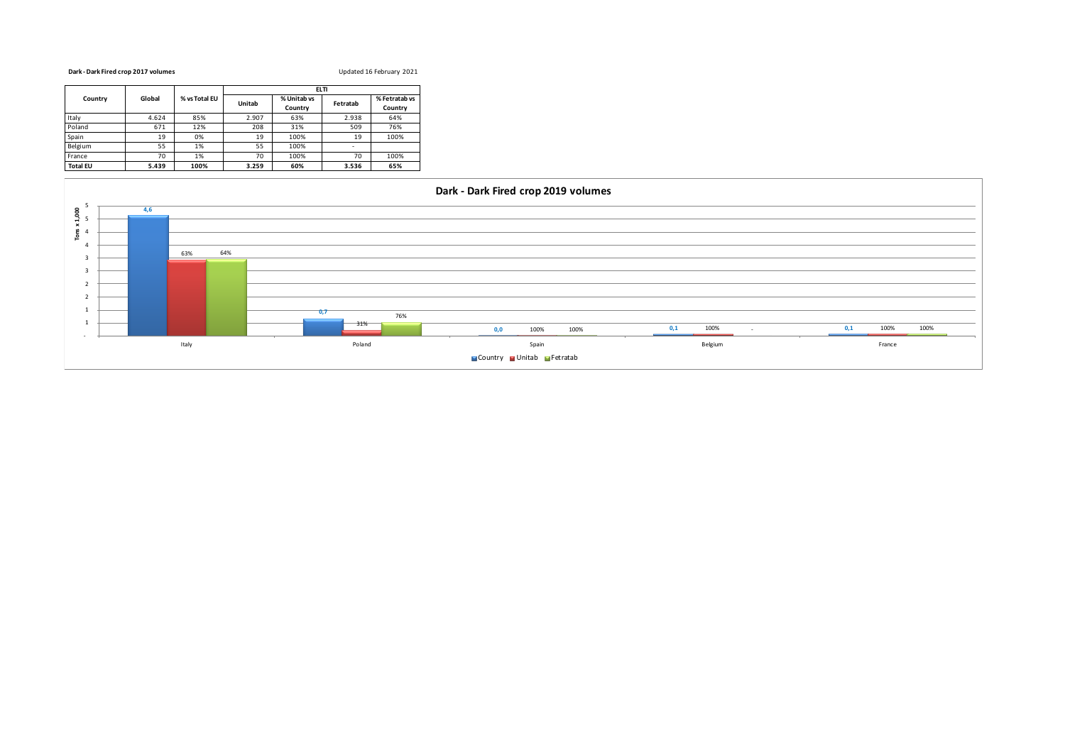**Dark - Dark Fired crop 2017 volumes**

Updated 16 February 2021

| Country | Global | % vs Total EU | ELTI | | | |
|---|---|---|---|---|---|---|
| | | | Unitab | % Unitab vs Country | Fetratab | % Fetratab vs Country |
| Italy | 4.624 | 85% | 2.907 | 63% | 2.938 | 64% |
| Poland | 671 | 12% | 208 | 31% | 509 | 76% |
| Spain | 19 | 0% | 19 | 100% | 19 | 100% |
| Belgium | 55 | 1% | 55 | 100% | - | |
| France | 70 | 1% | 70 | 100% | 70 | 100% |
| **Total EU** | **5.439** | **100%** | **3.259** | **60%** | **3.536** | **65%** |

**Dark - Dark Fired crop 2019 volumes**

Tons x 1,000

| | Italy | Poland | Spain | Belgium | France |
|---|---|---|---|---|---|
| Country | 4,6 | 0,7 | 0,0 | 0,1 | 0,1 |
| Unitab | 63% | 31% | 100% | 100% | 100% |
| Fetratab | 64% | 76% | 100% | - | 100% |

Country · Unitab · Fetratab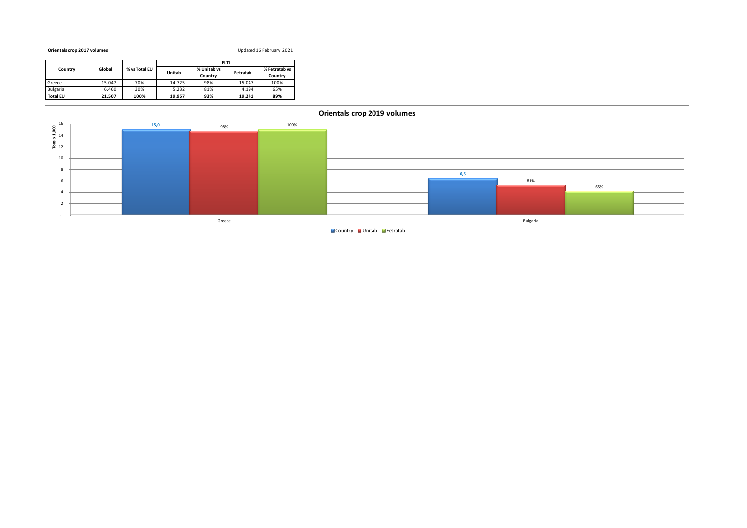**Orientals crop 2017 volumes**

Updated 16 February 2021

| Country | Global | % vs Total EU | ELTI | | | |
|---|---|---|---|---|---|---|
| | | | Unitab | % Unitab vs Country | Fetratab | % Fetratab vs Country |
| Greece | 15.047 | 70% | 14.725 | 98% | 15.047 | 100% |
| Bulgaria | 6.460 | 30% | 5.232 | 81% | 4.194 | 65% |
| **Total EU** | **21.507** | **100%** | **19.957** | **93%** | **19.241** | **89%** |

**Orientals crop 2019 volumes**

Tons x 1,000

16
14
12
10
8
6
4
2
-

15,0
98%
100%
Greece

6,5
81%
65%
Bulgaria

Country Unitab Fetratab